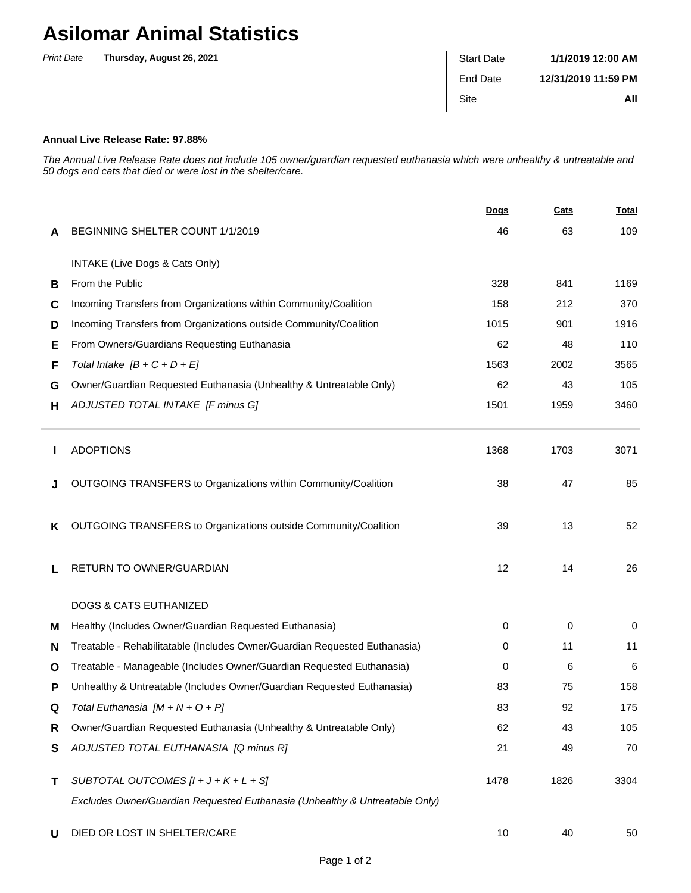# Asilomar Animal Statistics

*Print Date* **Thursday, August 26, 2021**

| | |
|---|---|
| Start Date | **1/1/2019 12:00 AM** |
| End Date | **12/31/2019 11:59 PM** |
| Site | **All** |

**Annual Live Release Rate: 97.88%**

*The Annual Live Release Rate does not include 105 owner/guardian requested euthanasia which were unhealthy & untreatable and 50 dogs and cats that died or were lost in the shelter/care.*

| | | Dogs | Cats | Total |
|---|---|---|---|---|
| **A** | BEGINNING SHELTER COUNT 1/1/2019 | 46 | 63 | 109 |
| | INTAKE (Live Dogs & Cats Only) | | | |
| **B** | From the Public | 328 | 841 | 1169 |
| **C** | Incoming Transfers from Organizations within Community/Coalition | 158 | 212 | 370 |
| **D** | Incoming Transfers from Organizations outside Community/Coalition | 1015 | 901 | 1916 |
| **E** | From Owners/Guardians Requesting Euthanasia | 62 | 48 | 110 |
| **F** | *Total Intake [B + C + D + E]* | 1563 | 2002 | 3565 |
| **G** | Owner/Guardian Requested Euthanasia (Unhealthy & Untreatable Only) | 62 | 43 | 105 |
| **H** | *ADJUSTED TOTAL INTAKE [F minus G]* | 1501 | 1959 | 3460 |
| **I** | ADOPTIONS | 1368 | 1703 | 3071 |
| **J** | OUTGOING TRANSFERS to Organizations within Community/Coalition | 38 | 47 | 85 |
| **K** | OUTGOING TRANSFERS to Organizations outside Community/Coalition | 39 | 13 | 52 |
| **L** | RETURN TO OWNER/GUARDIAN | 12 | 14 | 26 |
| | DOGS & CATS EUTHANIZED | | | |
| **M** | Healthy (Includes Owner/Guardian Requested Euthanasia) | 0 | 0 | 0 |
| **N** | Treatable - Rehabilitatable (Includes Owner/Guardian Requested Euthanasia) | 0 | 11 | 11 |
| **O** | Treatable - Manageable (Includes Owner/Guardian Requested Euthanasia) | 0 | 6 | 6 |
| **P** | Unhealthy & Untreatable (Includes Owner/Guardian Requested Euthanasia) | 83 | 75 | 158 |
| **Q** | *Total Euthanasia [M + N + O + P]* | 83 | 92 | 175 |
| **R** | Owner/Guardian Requested Euthanasia (Unhealthy & Untreatable Only) | 62 | 43 | 105 |
| **S** | *ADJUSTED TOTAL EUTHANASIA [Q minus R]* | 21 | 49 | 70 |
| **T** | *SUBTOTAL OUTCOMES [I + J + K + L + S]*<br>*Excludes Owner/Guardian Requested Euthanasia (Unhealthy & Untreatable Only)* | 1478 | 1826 | 3304 |
| **U** | DIED OR LOST IN SHELTER/CARE | 10 | 40 | 50 |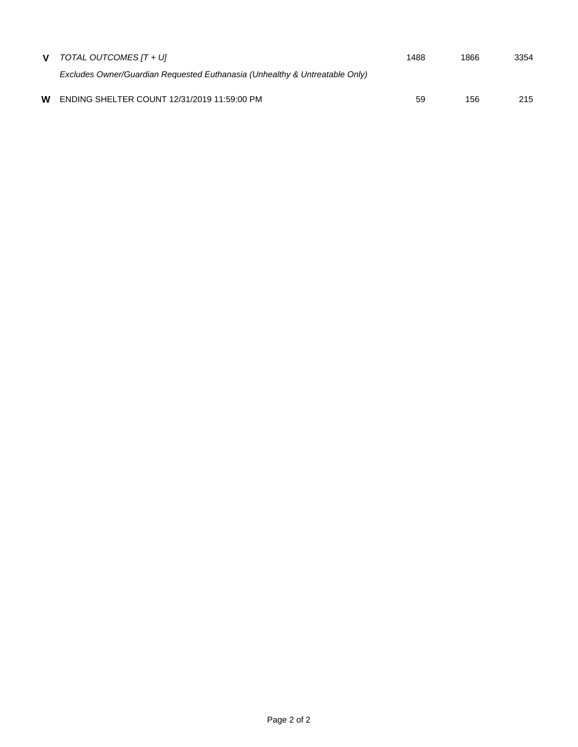| | | | | |
|---|---|---|---|---|
| **V** | *TOTAL OUTCOMES [T + U]* | 1488 | 1866 | 3354 |
| | *Excludes Owner/Guardian Requested Euthanasia (Unhealthy & Untreatable Only)* | | | |
| **W** | ENDING SHELTER COUNT 12/31/2019 11:59:00 PM | 59 | 156 | 215 |